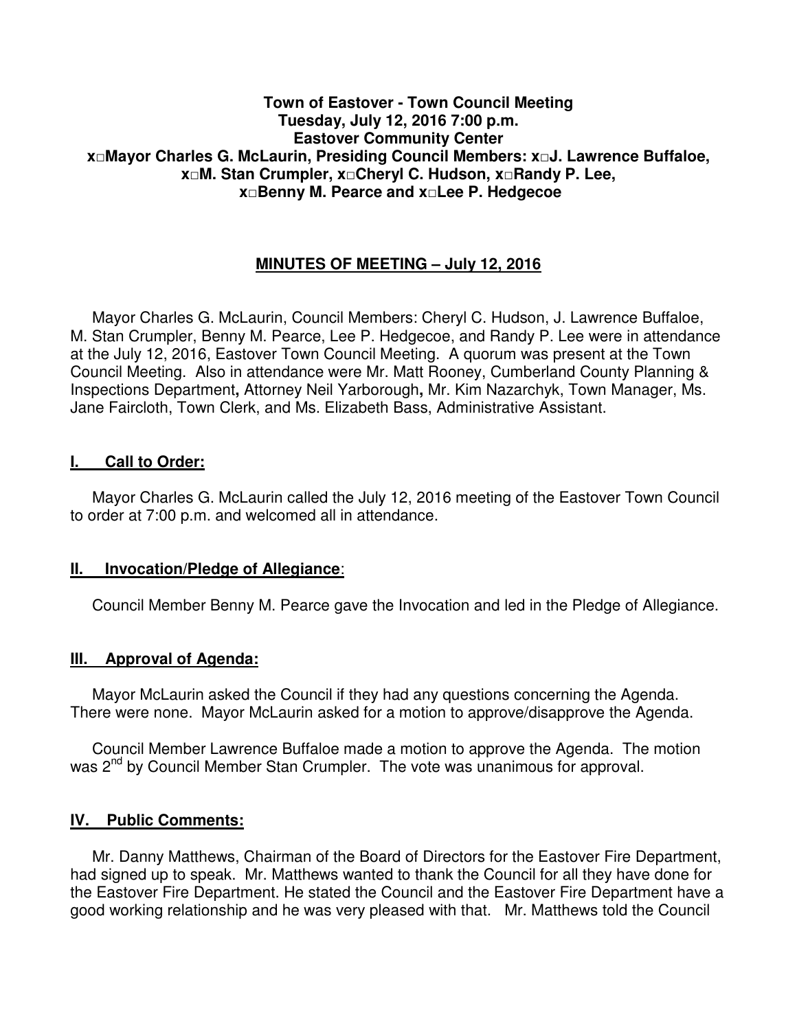**Town of Eastover - Town Council Meeting**
**Tuesday, July 12, 2016 7:00 p.m.**
**Eastover Community Center**
**x□Mayor Charles G. McLaurin, Presiding Council Members: x□J. Lawrence Buffaloe, x□M. Stan Crumpler, x□Cheryl C. Hudson, x□Randy P. Lee, x□Benny M. Pearce and x□Lee P. Hedgecoe**

## MINUTES OF MEETING – July 12, 2016

Mayor Charles G. McLaurin, Council Members: Cheryl C. Hudson, J. Lawrence Buffaloe, M. Stan Crumpler, Benny M. Pearce, Lee P. Hedgecoe, and Randy P. Lee were in attendance at the July 12, 2016, Eastover Town Council Meeting. A quorum was present at the Town Council Meeting. Also in attendance were Mr. Matt Rooney, Cumberland County Planning & Inspections Department**,** Attorney Neil Yarborough**,** Mr. Kim Nazarchyk, Town Manager, Ms. Jane Faircloth, Town Clerk, and Ms. Elizabeth Bass, Administrative Assistant.

## I. Call to Order:

Mayor Charles G. McLaurin called the July 12, 2016 meeting of the Eastover Town Council to order at 7:00 p.m. and welcomed all in attendance.

## II. Invocation/Pledge of Allegiance:

Council Member Benny M. Pearce gave the Invocation and led in the Pledge of Allegiance.

## III. Approval of Agenda:

Mayor McLaurin asked the Council if they had any questions concerning the Agenda. There were none. Mayor McLaurin asked for a motion to approve/disapprove the Agenda.

Council Member Lawrence Buffaloe made a motion to approve the Agenda. The motion was 2nd by Council Member Stan Crumpler. The vote was unanimous for approval.

## IV. Public Comments:

Mr. Danny Matthews, Chairman of the Board of Directors for the Eastover Fire Department, had signed up to speak. Mr. Matthews wanted to thank the Council for all they have done for the Eastover Fire Department. He stated the Council and the Eastover Fire Department have a good working relationship and he was very pleased with that. Mr. Matthews told the Council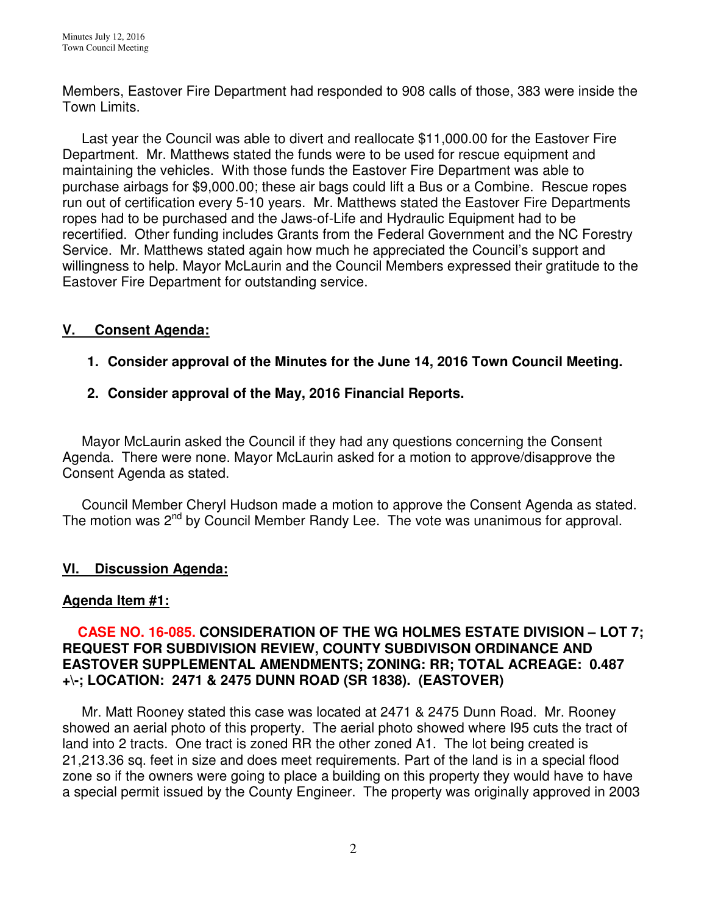Members, Eastover Fire Department had responded to 908 calls of those, 383 were inside the Town Limits.

Last year the Council was able to divert and reallocate $11,000.00 for the Eastover Fire Department. Mr. Matthews stated the funds were to be used for rescue equipment and maintaining the vehicles. With those funds the Eastover Fire Department was able to purchase airbags for $9,000.00; these air bags could lift a Bus or a Combine. Rescue ropes run out of certification every 5-10 years. Mr. Matthews stated the Eastover Fire Departments ropes had to be purchased and the Jaws-of-Life and Hydraulic Equipment had to be recertified. Other funding includes Grants from the Federal Government and the NC Forestry Service. Mr. Matthews stated again how much he appreciated the Council's support and willingness to help. Mayor McLaurin and the Council Members expressed their gratitude to the Eastover Fire Department for outstanding service.

## V. Consent Agenda:

1. **Consider approval of the Minutes for the June 14, 2016 Town Council Meeting.**

2. **Consider approval of the May, 2016 Financial Reports.**

Mayor McLaurin asked the Council if they had any questions concerning the Consent Agenda. There were none. Mayor McLaurin asked for a motion to approve/disapprove the Consent Agenda as stated.

Council Member Cheryl Hudson made a motion to approve the Consent Agenda as stated. The motion was 2nd by Council Member Randy Lee. The vote was unanimous for approval.

## VI. Discussion Agenda:

### Agenda Item #1:

**CASE NO. 16-085. CONSIDERATION OF THE WG HOLMES ESTATE DIVISION – LOT 7; REQUEST FOR SUBDIVISION REVIEW, COUNTY SUBDIVISON ORDINANCE AND EASTOVER SUPPLEMENTAL AMENDMENTS; ZONING: RR; TOTAL ACREAGE: 0.487 +\-; LOCATION: 2471 & 2475 DUNN ROAD (SR 1838). (EASTOVER)**

Mr. Matt Rooney stated this case was located at 2471 & 2475 Dunn Road. Mr. Rooney showed an aerial photo of this property. The aerial photo showed where I95 cuts the tract of land into 2 tracts. One tract is zoned RR the other zoned A1. The lot being created is 21,213.36 sq. feet in size and does meet requirements. Part of the land is in a special flood zone so if the owners were going to place a building on this property they would have to have a special permit issued by the County Engineer. The property was originally approved in 2003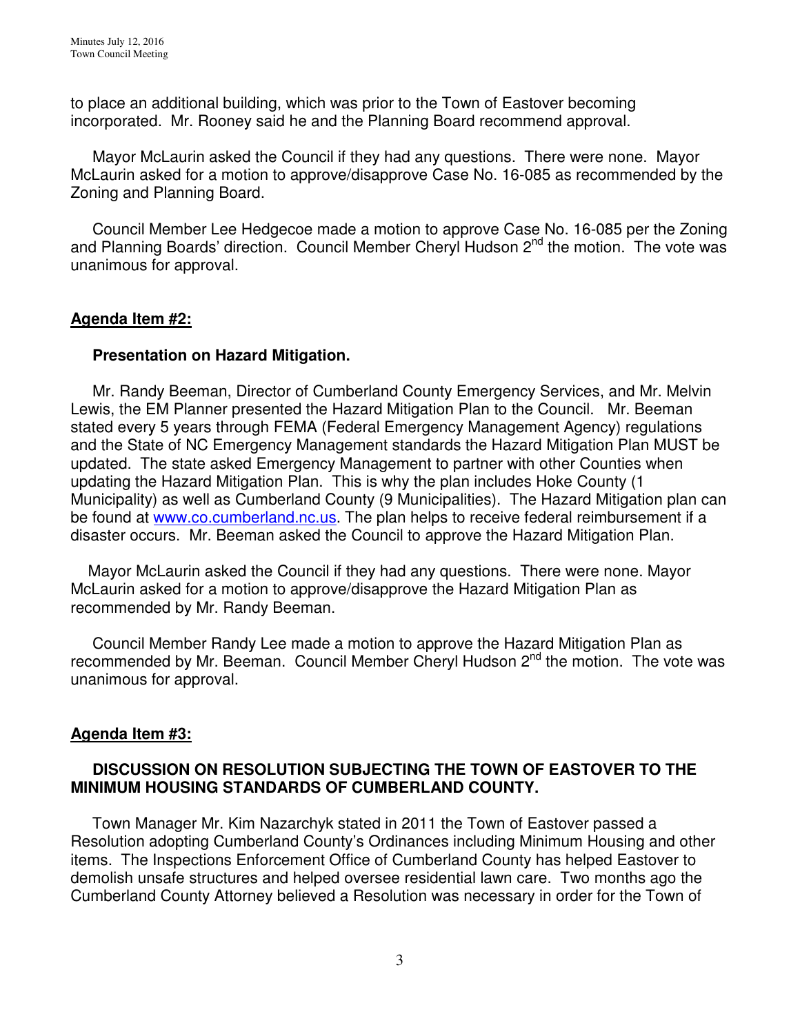to place an additional building, which was prior to the Town of Eastover becoming incorporated. Mr. Rooney said he and the Planning Board recommend approval.

Mayor McLaurin asked the Council if they had any questions. There were none. Mayor McLaurin asked for a motion to approve/disapprove Case No. 16-085 as recommended by the Zoning and Planning Board.

Council Member Lee Hedgecoe made a motion to approve Case No. 16-085 per the Zoning and Planning Boards' direction. Council Member Cheryl Hudson 2nd the motion. The vote was unanimous for approval.

**Agenda Item #2:**

**Presentation on Hazard Mitigation.**

Mr. Randy Beeman, Director of Cumberland County Emergency Services, and Mr. Melvin Lewis, the EM Planner presented the Hazard Mitigation Plan to the Council. Mr. Beeman stated every 5 years through FEMA (Federal Emergency Management Agency) regulations and the State of NC Emergency Management standards the Hazard Mitigation Plan MUST be updated. The state asked Emergency Management to partner with other Counties when updating the Hazard Mitigation Plan. This is why the plan includes Hoke County (1 Municipality) as well as Cumberland County (9 Municipalities). The Hazard Mitigation plan can be found at [www.co.cumberland.nc.us](http://www.co.cumberland.nc.us). The plan helps to receive federal reimbursement if a disaster occurs. Mr. Beeman asked the Council to approve the Hazard Mitigation Plan.

Mayor McLaurin asked the Council if they had any questions. There were none. Mayor McLaurin asked for a motion to approve/disapprove the Hazard Mitigation Plan as recommended by Mr. Randy Beeman.

Council Member Randy Lee made a motion to approve the Hazard Mitigation Plan as recommended by Mr. Beeman. Council Member Cheryl Hudson 2nd the motion. The vote was unanimous for approval.

**Agenda Item #3:**

**DISCUSSION ON RESOLUTION SUBJECTING THE TOWN OF EASTOVER TO THE MINIMUM HOUSING STANDARDS OF CUMBERLAND COUNTY.**

Town Manager Mr. Kim Nazarchyk stated in 2011 the Town of Eastover passed a Resolution adopting Cumberland County's Ordinances including Minimum Housing and other items. The Inspections Enforcement Office of Cumberland County has helped Eastover to demolish unsafe structures and helped oversee residential lawn care. Two months ago the Cumberland County Attorney believed a Resolution was necessary in order for the Town of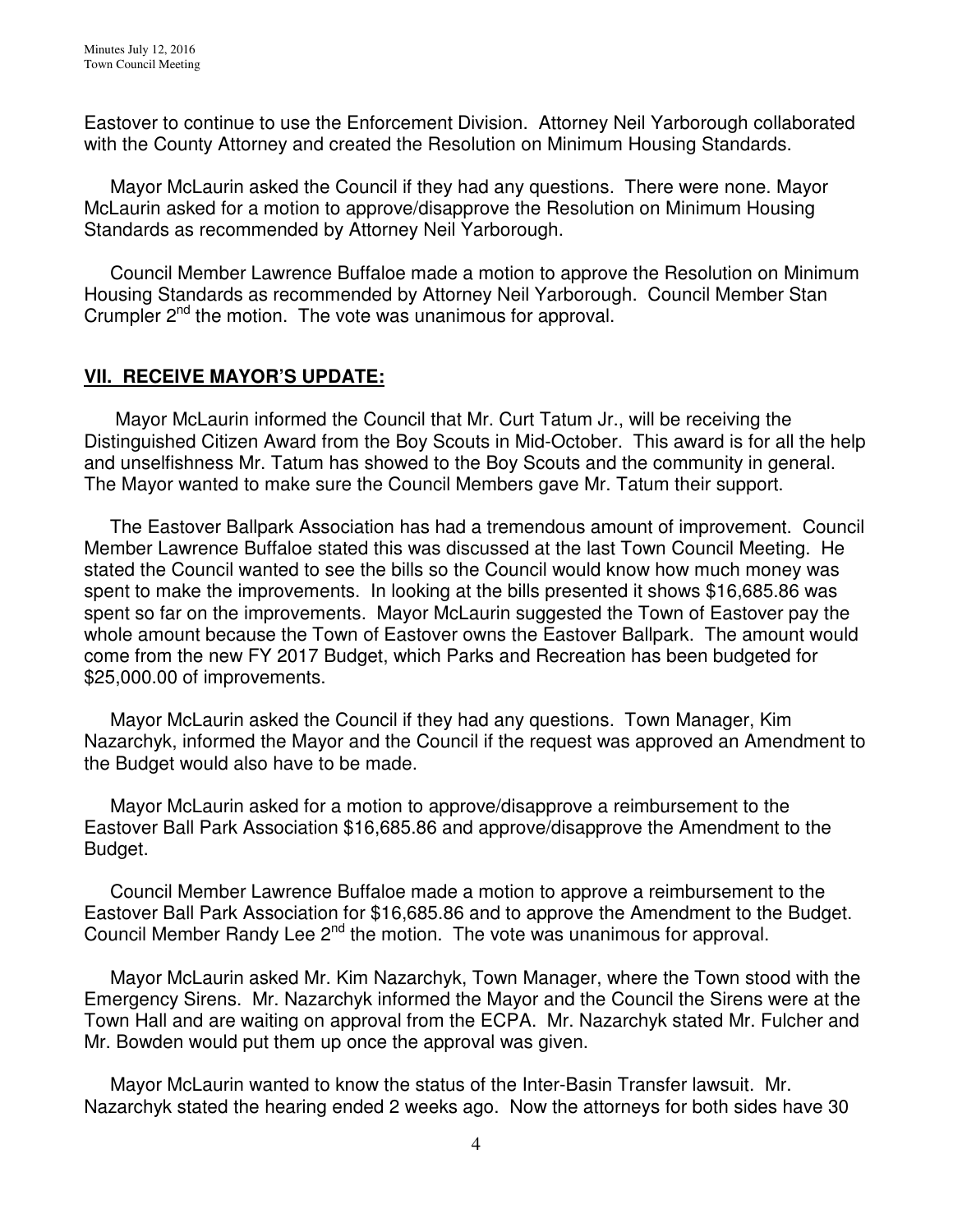Eastover to continue to use the Enforcement Division. Attorney Neil Yarborough collaborated with the County Attorney and created the Resolution on Minimum Housing Standards.

Mayor McLaurin asked the Council if they had any questions. There were none. Mayor McLaurin asked for a motion to approve/disapprove the Resolution on Minimum Housing Standards as recommended by Attorney Neil Yarborough.

Council Member Lawrence Buffaloe made a motion to approve the Resolution on Minimum Housing Standards as recommended by Attorney Neil Yarborough. Council Member Stan Crumpler 2nd the motion. The vote was unanimous for approval.

## VII. RECEIVE MAYOR'S UPDATE:

Mayor McLaurin informed the Council that Mr. Curt Tatum Jr., will be receiving the Distinguished Citizen Award from the Boy Scouts in Mid-October. This award is for all the help and unselfishness Mr. Tatum has showed to the Boy Scouts and the community in general. The Mayor wanted to make sure the Council Members gave Mr. Tatum their support.

The Eastover Ballpark Association has had a tremendous amount of improvement. Council Member Lawrence Buffaloe stated this was discussed at the last Town Council Meeting. He stated the Council wanted to see the bills so the Council would know how much money was spent to make the improvements. In looking at the bills presented it shows $16,685.86 was spent so far on the improvements. Mayor McLaurin suggested the Town of Eastover pay the whole amount because the Town of Eastover owns the Eastover Ballpark. The amount would come from the new FY 2017 Budget, which Parks and Recreation has been budgeted for $25,000.00 of improvements.

Mayor McLaurin asked the Council if they had any questions. Town Manager, Kim Nazarchyk, informed the Mayor and the Council if the request was approved an Amendment to the Budget would also have to be made.

Mayor McLaurin asked for a motion to approve/disapprove a reimbursement to the Eastover Ball Park Association $16,685.86 and approve/disapprove the Amendment to the Budget.

Council Member Lawrence Buffaloe made a motion to approve a reimbursement to the Eastover Ball Park Association for $16,685.86 and to approve the Amendment to the Budget. Council Member Randy Lee 2nd the motion. The vote was unanimous for approval.

Mayor McLaurin asked Mr. Kim Nazarchyk, Town Manager, where the Town stood with the Emergency Sirens. Mr. Nazarchyk informed the Mayor and the Council the Sirens were at the Town Hall and are waiting on approval from the ECPA. Mr. Nazarchyk stated Mr. Fulcher and Mr. Bowden would put them up once the approval was given.

Mayor McLaurin wanted to know the status of the Inter-Basin Transfer lawsuit. Mr. Nazarchyk stated the hearing ended 2 weeks ago. Now the attorneys for both sides have 30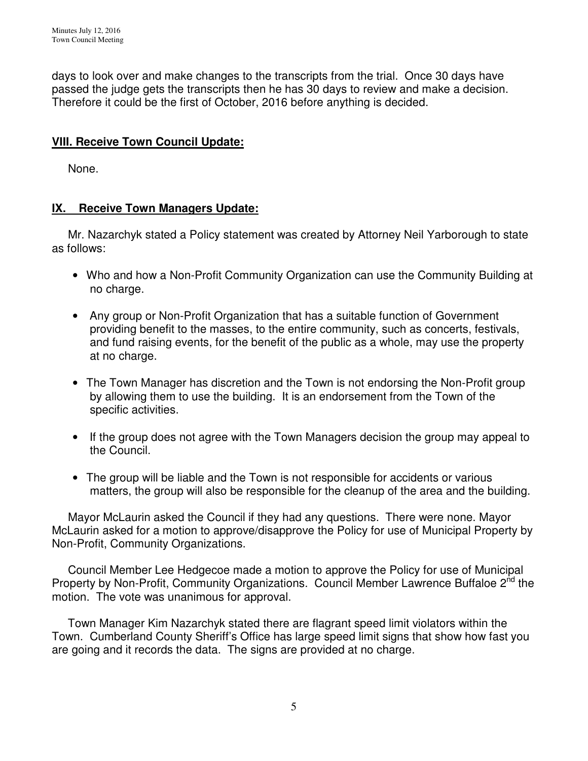days to look over and make changes to the transcripts from the trial. Once 30 days have passed the judge gets the transcripts then he has 30 days to review and make a decision. Therefore it could be the first of October, 2016 before anything is decided.

## **VIII. Receive Town Council Update:**

None.

## **IX. Receive Town Managers Update:**

Mr. Nazarchyk stated a Policy statement was created by Attorney Neil Yarborough to state as follows:

- Who and how a Non-Profit Community Organization can use the Community Building at no charge.
- Any group or Non-Profit Organization that has a suitable function of Government providing benefit to the masses, to the entire community, such as concerts, festivals, and fund raising events, for the benefit of the public as a whole, may use the property at no charge.
- The Town Manager has discretion and the Town is not endorsing the Non-Profit group by allowing them to use the building. It is an endorsement from the Town of the specific activities.
- If the group does not agree with the Town Managers decision the group may appeal to the Council.
- The group will be liable and the Town is not responsible for accidents or various matters, the group will also be responsible for the cleanup of the area and the building.

Mayor McLaurin asked the Council if they had any questions. There were none. Mayor McLaurin asked for a motion to approve/disapprove the Policy for use of Municipal Property by Non-Profit, Community Organizations.

Council Member Lee Hedgecoe made a motion to approve the Policy for use of Municipal Property by Non-Profit, Community Organizations. Council Member Lawrence Buffaloe 2nd the motion. The vote was unanimous for approval.

Town Manager Kim Nazarchyk stated there are flagrant speed limit violators within the Town. Cumberland County Sheriff's Office has large speed limit signs that show how fast you are going and it records the data. The signs are provided at no charge.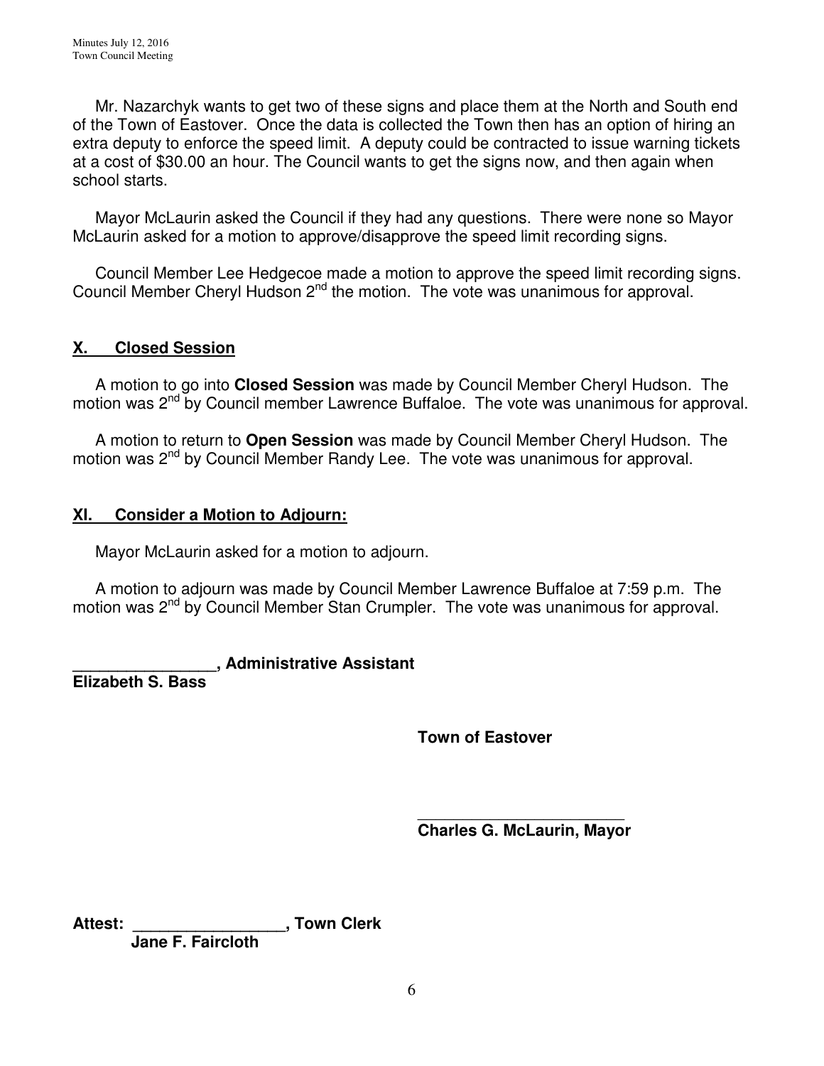Mr. Nazarchyk wants to get two of these signs and place them at the North and South end of the Town of Eastover. Once the data is collected the Town then has an option of hiring an extra deputy to enforce the speed limit. A deputy could be contracted to issue warning tickets at a cost of $30.00 an hour. The Council wants to get the signs now, and then again when school starts.

Mayor McLaurin asked the Council if they had any questions. There were none so Mayor McLaurin asked for a motion to approve/disapprove the speed limit recording signs.

Council Member Lee Hedgecoe made a motion to approve the speed limit recording signs. Council Member Cheryl Hudson 2nd the motion. The vote was unanimous for approval.

## <u>X. Closed Session</u>

A motion to go into **Closed Session** was made by Council Member Cheryl Hudson. The motion was 2nd by Council member Lawrence Buffaloe. The vote was unanimous for approval.

A motion to return to **Open Session** was made by Council Member Cheryl Hudson. The motion was 2nd by Council Member Randy Lee. The vote was unanimous for approval.

## <u>XI. Consider a Motion to Adjourn:</u>

Mayor McLaurin asked for a motion to adjourn.

A motion to adjourn was made by Council Member Lawrence Buffaloe at 7:59 p.m. The motion was 2nd by Council Member Stan Crumpler. The vote was unanimous for approval.

**________________, Administrative Assistant**
**Elizabeth S. Bass**

**Town of Eastover**

________________________
**Charles G. McLaurin, Mayor**

**Attest: _________________, Town Clerk**
**Jane F. Faircloth**